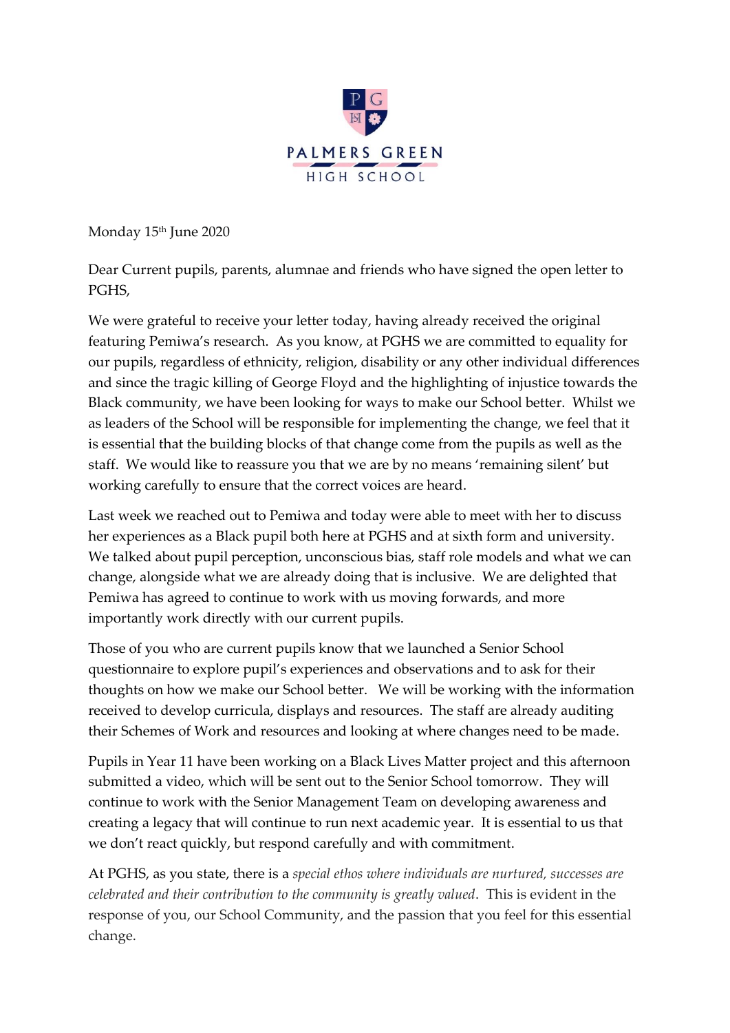PALMERS GREEN

HIGH SCHOOL

Monday 15th June 2020

Dear Current pupils, parents, alumnae and friends who have signed the open letter to PGHS,

We were grateful to receive your letter today, having already received the original featuring Pemiwa's research. As you know, at PGHS we are committed to equality for our pupils, regardless of ethnicity, religion, disability or any other individual differences and since the tragic killing of George Floyd and the highlighting of injustice towards the Black community, we have been looking for ways to make our School better. Whilst we as leaders of the School will be responsible for implementing the change, we feel that it is essential that the building blocks of that change come from the pupils as well as the staff. We would like to reassure you that we are by no means 'remaining silent' but working carefully to ensure that the correct voices are heard.

Last week we reached out to Pemiwa and today were able to meet with her to discuss her experiences as a Black pupil both here at PGHS and at sixth form and university. We talked about pupil perception, unconscious bias, staff role models and what we can change, alongside what we are already doing that is inclusive. We are delighted that Pemiwa has agreed to continue to work with us moving forwards, and more importantly work directly with our current pupils.

Those of you who are current pupils know that we launched a Senior School questionnaire to explore pupil's experiences and observations and to ask for their thoughts on how we make our School better. We will be working with the information received to develop curricula, displays and resources. The staff are already auditing their Schemes of Work and resources and looking at where changes need to be made.

Pupils in Year 11 have been working on a Black Lives Matter project and this afternoon submitted a video, which will be sent out to the Senior School tomorrow. They will continue to work with the Senior Management Team on developing awareness and creating a legacy that will continue to run next academic year. It is essential to us that we don't react quickly, but respond carefully and with commitment.

At PGHS, as you state, there is a *special ethos where individuals are nurtured, successes are celebrated and their contribution to the community is greatly valued*. This is evident in the response of you, our School Community, and the passion that you feel for this essential change.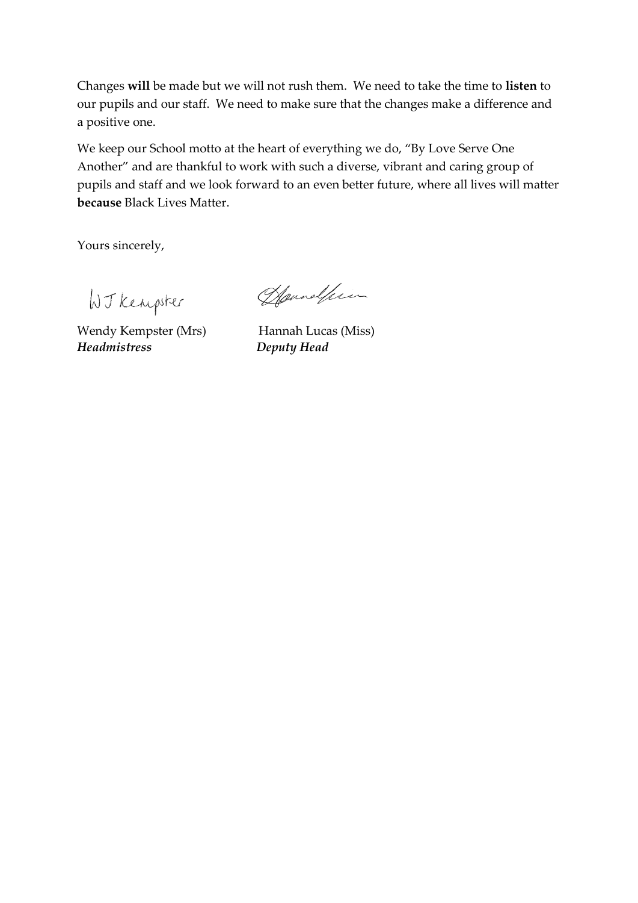Changes **will** be made but we will not rush them. We need to take the time to **listen** to our pupils and our staff. We need to make sure that the changes make a difference and a positive one.

We keep our School motto at the heart of everything we do, "By Love Serve One Another" and are thankful to work with such a diverse, vibrant and caring group of pupils and staff and we look forward to an even better future, where all lives will matter **because** Black Lives Matter.

Yours sincerely,

WJ Kempster

Wendy Kempster (Mrs)
***Headmistress***

Hannah Lucas (Miss)
***Deputy Head***